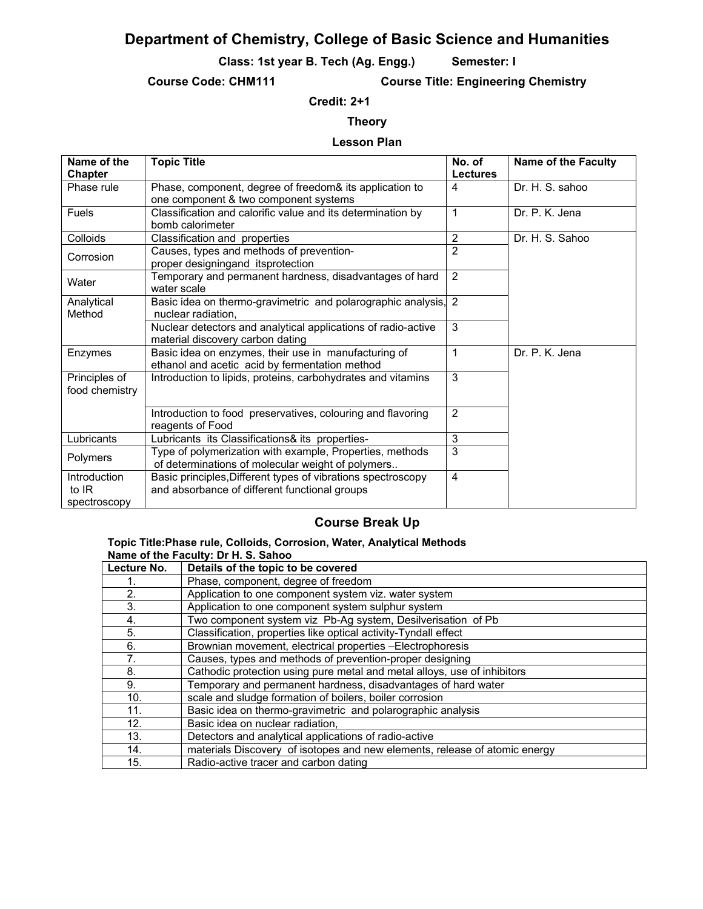# Department of Chemistry, College of Basic Science and Humanities

**Class: 1st year B. Tech (Ag. Engg.)** **Semester: I**

**Course Code: CHM111** **Course Title: Engineering Chemistry**

**Credit: 2+1**

**Theory**

**Lesson Plan**

| Name of the Chapter | Topic Title | No. of Lectures | Name of the Faculty |
|---|---|---|---|
| Phase rule | Phase, component, degree of freedom& its application to one component & two component systems | 4 | Dr. H. S. sahoo |
| Fuels | Classification and calorific value and its determination by bomb calorimeter | 1 | Dr. P. K. Jena |
| Colloids | Classification and properties | 2 | Dr. H. S. Sahoo |
| Corrosion | Causes, types and methods of prevention-proper designingand itsprotection | 2 | |
| Water | Temporary and permanent hardness, disadvantages of hard water scale | 2 | |
| Analytical Method | Basic idea on thermo-gravimetric and polarographic analysis, nuclear radiation, | 2 | |
| | Nuclear detectors and analytical applications of radio-active material discovery carbon dating | 3 | |
| Enzymes | Basic idea on enzymes, their use in manufacturing of ethanol and acetic acid by fermentation method | 1 | Dr. P. K. Jena |
| Principles of food chemistry | Introduction to lipids, proteins, carbohydrates and vitamins | 3 | |
| | Introduction to food preservatives, colouring and flavoring reagents of Food | 2 | |
| Lubricants | Lubricants its Classifications& its properties- | 3 | |
| Polymers | Type of polymerization with example, Properties, methods of determinations of molecular weight of polymers.. | 3 | |
| Introduction to IR spectroscopy | Basic principles,Different types of vibrations spectroscopy and absorbance of different functional groups | 4 | |

## Course Break Up

**Topic Title:Phase rule, Colloids, Corrosion, Water, Analytical Methods**
**Name of the Faculty: Dr H. S. Sahoo**

| Lecture No. | Details of the topic to be covered |
|---|---|
| 1. | Phase, component, degree of freedom |
| 2. | Application to one component system viz. water system |
| 3. | Application to one component system sulphur system |
| 4. | Two component system viz Pb-Ag system, Desilverisation of Pb |
| 5. | Classification, properties like optical activity-Tyndall effect |
| 6. | Brownian movement, electrical properties –Electrophoresis |
| 7. | Causes, types and methods of prevention-proper designing |
| 8. | Cathodic protection using pure metal and metal alloys, use of inhibitors |
| 9. | Temporary and permanent hardness, disadvantages of hard water |
| 10. | scale and sludge formation of boilers, boiler corrosion |
| 11. | Basic idea on thermo-gravimetric and polarographic analysis |
| 12. | Basic idea on nuclear radiation, |
| 13. | Detectors and analytical applications of radio-active |
| 14. | materials Discovery of isotopes and new elements, release of atomic energy |
| 15. | Radio-active tracer and carbon dating |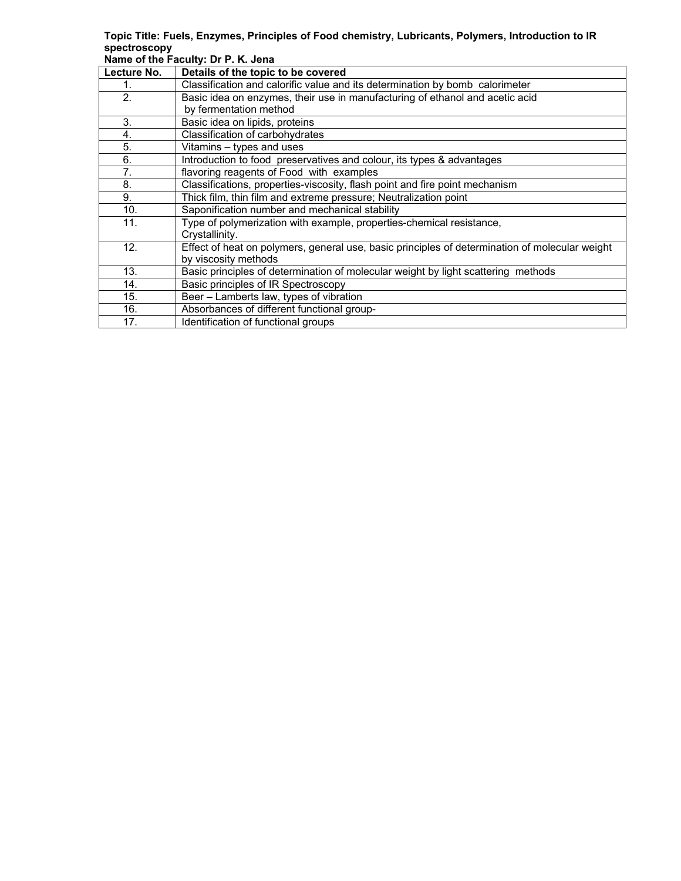**Topic Title: Fuels, Enzymes, Principles of Food chemistry, Lubricants, Polymers, Introduction to IR spectroscopy**

**Name of the Faculty: Dr P. K. Jena**

| Lecture No. | Details of the topic to be covered |
|---|---|
| 1. | Classification and calorific value and its determination by bomb calorimeter |
| 2. | Basic idea on enzymes, their use in manufacturing of ethanol and acetic acid by fermentation method |
| 3. | Basic idea on lipids, proteins |
| 4. | Classification of carbohydrates |
| 5. | Vitamins – types and uses |
| 6. | Introduction to food preservatives and colour, its types & advantages |
| 7. | flavoring reagents of Food with examples |
| 8. | Classifications, properties-viscosity, flash point and fire point mechanism |
| 9. | Thick film, thin film and extreme pressure; Neutralization point |
| 10. | Saponification number and mechanical stability |
| 11. | Type of polymerization with example, properties-chemical resistance, Crystallinity. |
| 12. | Effect of heat on polymers, general use, basic principles of determination of molecular weight by viscosity methods |
| 13. | Basic principles of determination of molecular weight by light scattering methods |
| 14. | Basic principles of IR Spectroscopy |
| 15. | Beer – Lamberts law, types of vibration |
| 16. | Absorbances of different functional group- |
| 17. | Identification of functional groups |